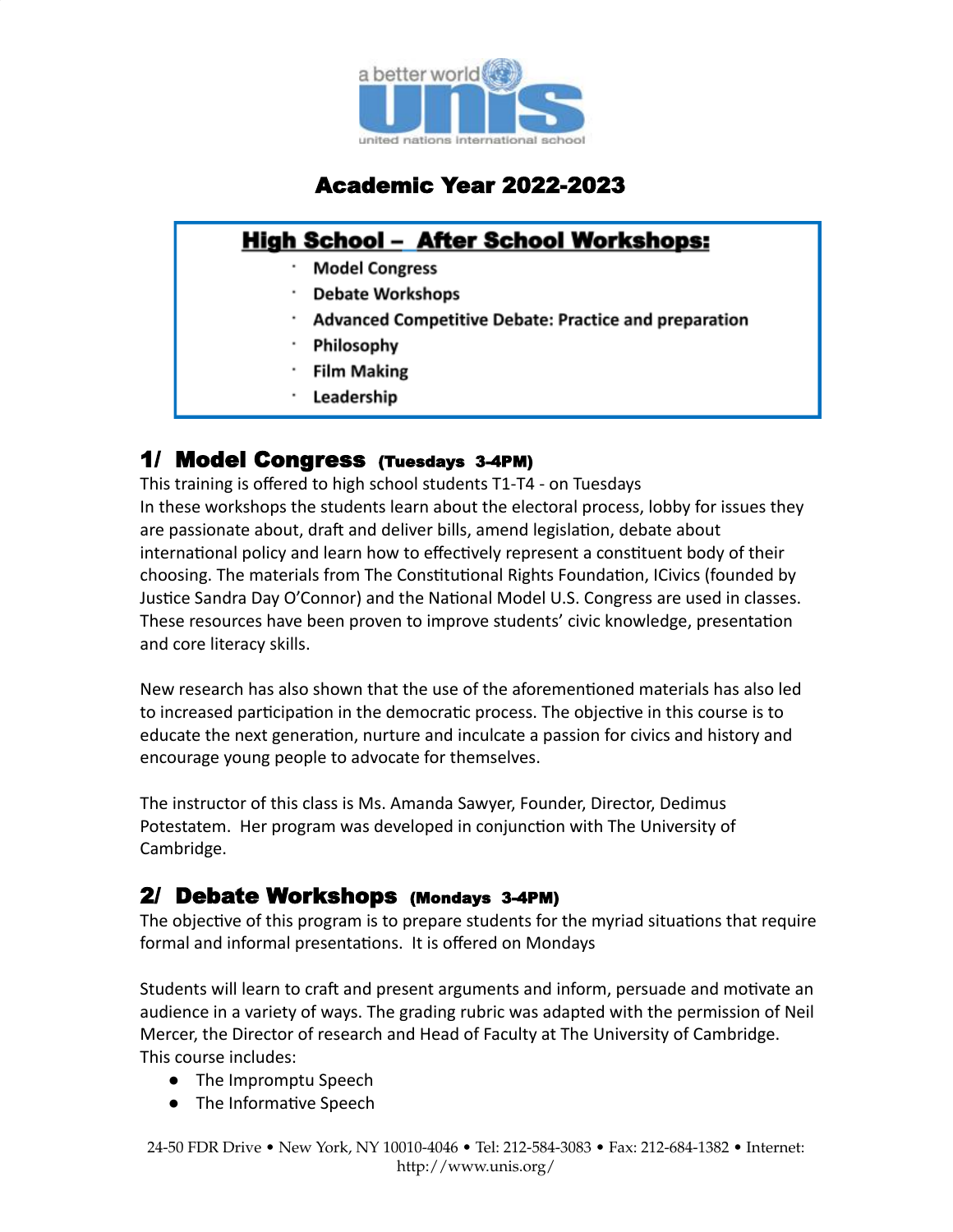a better world unis united nations international school

# Academic Year 2022-2023

## High School – After School Workshops:

- Model Congress
- Debate Workshops
- Advanced Competitive Debate: Practice and preparation
- Philosophy
- Film Making
- Leadership

## 1/ Model Congress (Tuesdays 3-4PM)

This training is offered to high school students T1-T4 - on Tuesdays
In these workshops the students learn about the electoral process, lobby for issues they are passionate about, draft and deliver bills, amend legislation, debate about international policy and learn how to effectively represent a constituent body of their choosing. The materials from The Constitutional Rights Foundation, ICivics (founded by Justice Sandra Day O'Connor) and the National Model U.S. Congress are used in classes. These resources have been proven to improve students' civic knowledge, presentation and core literacy skills.

New research has also shown that the use of the aforementioned materials has also led to increased participation in the democratic process. The objective in this course is to educate the next generation, nurture and inculcate a passion for civics and history and encourage young people to advocate for themselves.

The instructor of this class is Ms. Amanda Sawyer, Founder, Director, Dedimus Potestatem. Her program was developed in conjunction with The University of Cambridge.

## 2/ Debate Workshops (Mondays 3-4PM)

The objective of this program is to prepare students for the myriad situations that require formal and informal presentations. It is offered on Mondays

Students will learn to craft and present arguments and inform, persuade and motivate an audience in a variety of ways. The grading rubric was adapted with the permission of Neil Mercer, the Director of research and Head of Faculty at The University of Cambridge.
This course includes:

- The Impromptu Speech
- The Informative Speech

24-50 FDR Drive • New York, NY 10010-4046 • Tel: 212-584-3083 • Fax: 212-684-1382 • Internet: http://www.unis.org/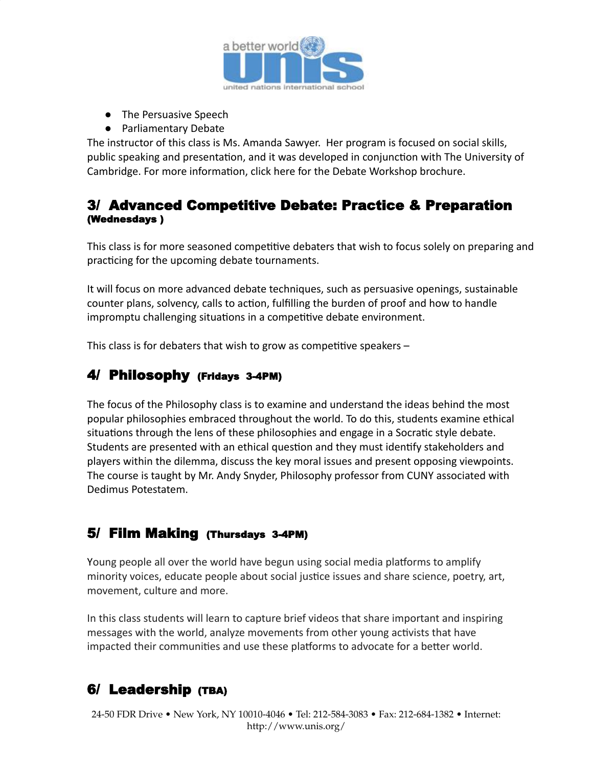- The Persuasive Speech
- Parliamentary Debate

The instructor of this class is Ms. Amanda Sawyer. Her program is focused on social skills, public speaking and presentation, and it was developed in conjunction with The University of Cambridge. For more information, click here for the Debate Workshop brochure.

## 3/ Advanced Competitive Debate: Practice & Preparation (Wednesdays )

This class is for more seasoned competitive debaters that wish to focus solely on preparing and practicing for the upcoming debate tournaments.

It will focus on more advanced debate techniques, such as persuasive openings, sustainable counter plans, solvency, calls to action, fulfilling the burden of proof and how to handle impromptu challenging situations in a competitive debate environment.

This class is for debaters that wish to grow as competitive speakers –

## 4/ Philosophy (Fridays 3-4PM)

The focus of the Philosophy class is to examine and understand the ideas behind the most popular philosophies embraced throughout the world. To do this, students examine ethical situations through the lens of these philosophies and engage in a Socratic style debate. Students are presented with an ethical question and they must identify stakeholders and players within the dilemma, discuss the key moral issues and present opposing viewpoints. The course is taught by Mr. Andy Snyder, Philosophy professor from CUNY associated with Dedimus Potestatem.

## 5/ Film Making (Thursdays 3-4PM)

Young people all over the world have begun using social media platforms to amplify minority voices, educate people about social justice issues and share science, poetry, art, movement, culture and more.

In this class students will learn to capture brief videos that share important and inspiring messages with the world, analyze movements from other young activists that have impacted their communities and use these platforms to advocate for a better world.

## 6/ Leadership (TBA)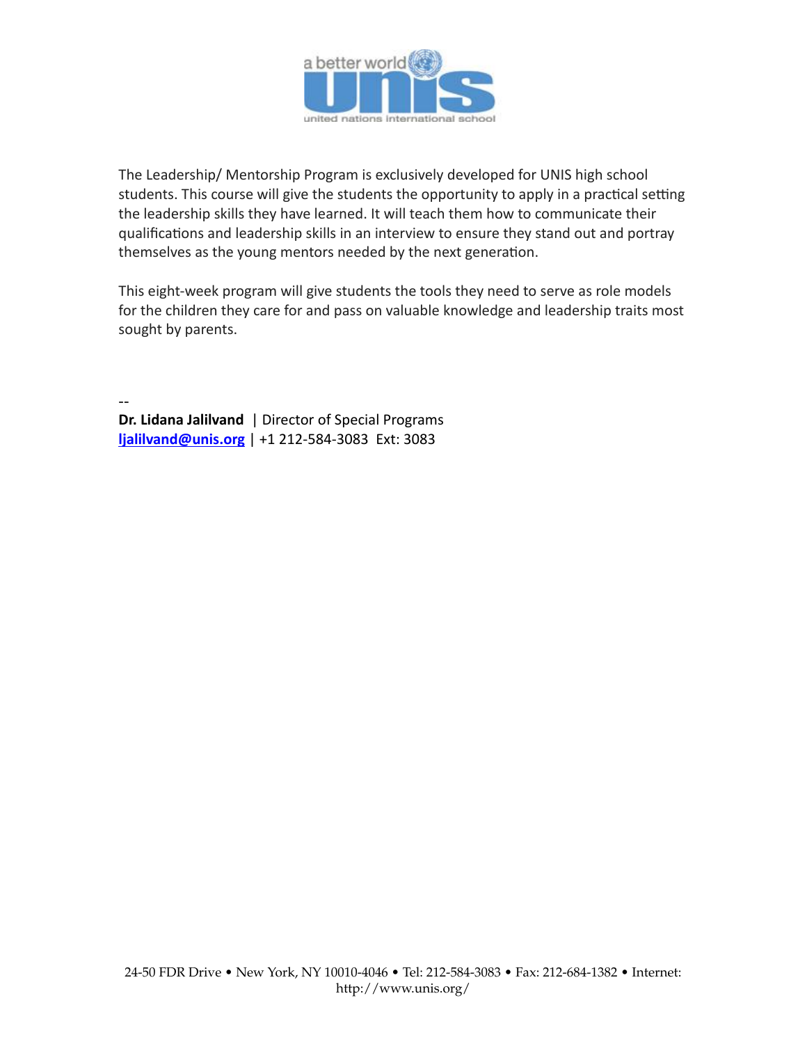The Leadership/ Mentorship Program is exclusively developed for UNIS high school students. This course will give the students the opportunity to apply in a practical setting the leadership skills they have learned. It will teach them how to communicate their qualifications and leadership skills in an interview to ensure they stand out and portray themselves as the young mentors needed by the next generation.

This eight-week program will give students the tools they need to serve as role models for the children they care for and pass on valuable knowledge and leadership traits most sought by parents.

--

**Dr. Lidana Jalilvand** | Director of Special Programs
**ljalilvand@unis.org** | +1 212-584-3083 Ext: 3083

24-50 FDR Drive • New York, NY 10010-4046 • Tel: 212-584-3083 • Fax: 212-684-1382 • Internet: http://www.unis.org/